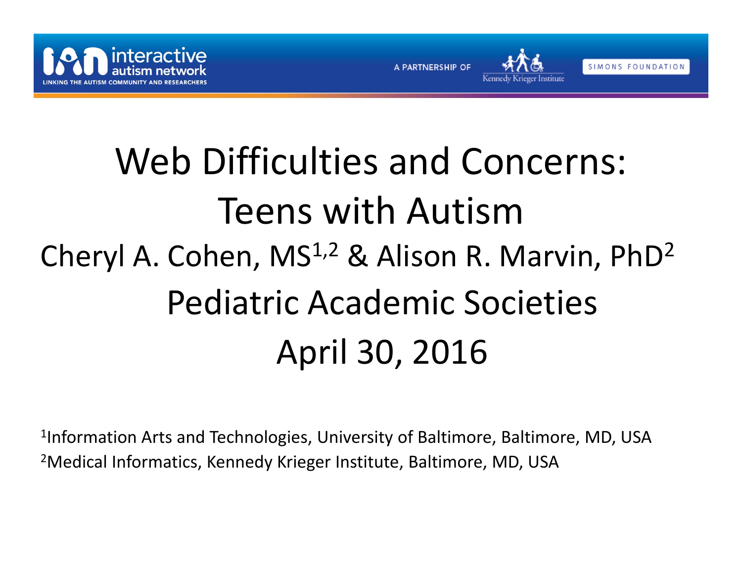interactive autism network

LINKING THE AUTISM COMMUNITY AND RESEARCHERS

A PARTNERSHIP OF Kennedy Krieger Institute SIMONS FOUNDATION

# Web Difficulties and Concerns: Teens with Autism

Cheryl A. Cohen, MS[1,2] & Alison R. Marvin, PhD[2]

Pediatric Academic Societies

April 30, 2016

[1]Information Arts and Technologies, University of Baltimore, Baltimore, MD, USA

[2]Medical Informatics, Kennedy Krieger Institute, Baltimore, MD, USA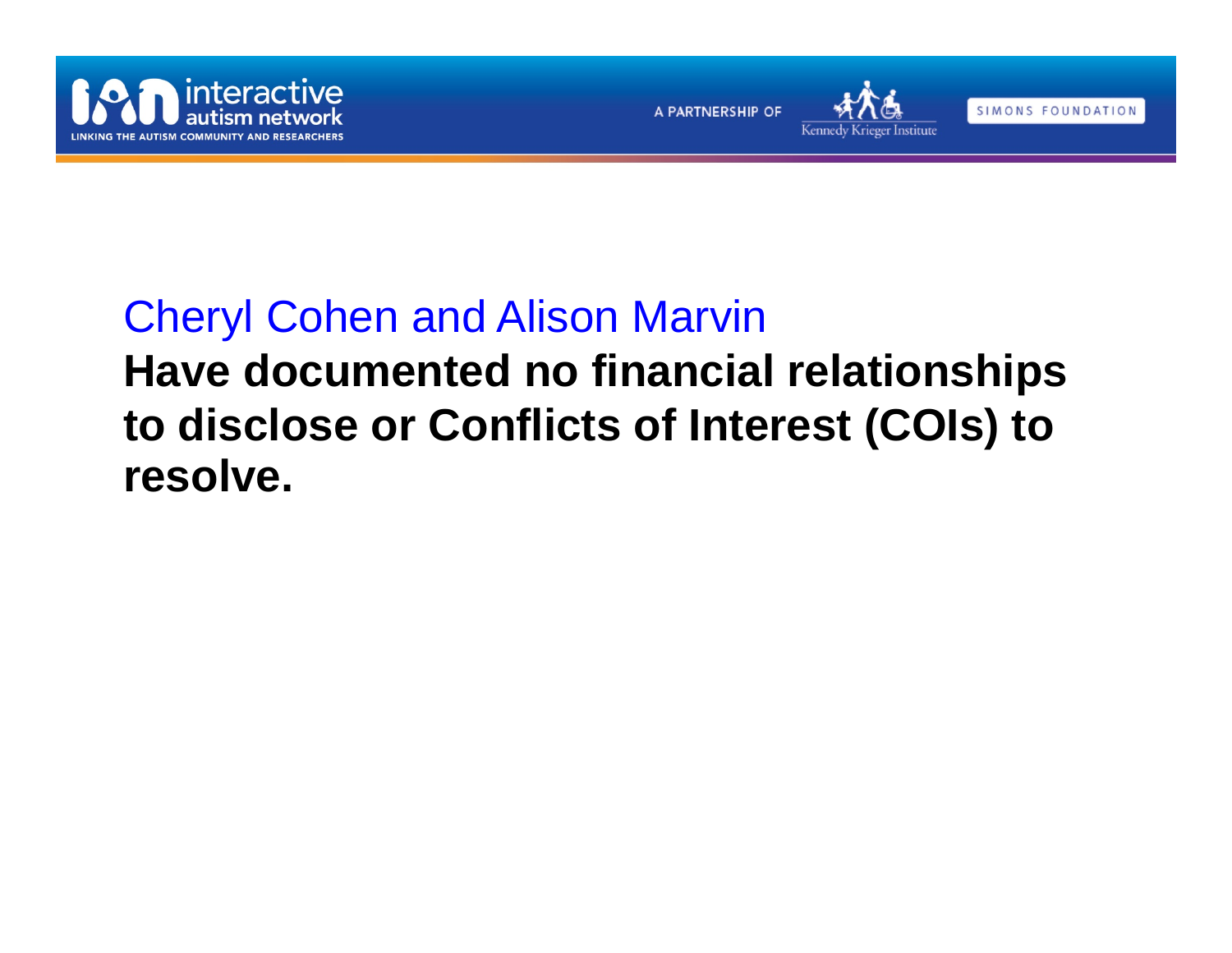Cheryl Cohen and Alison Marvin

**Have documented no financial relationships to disclose or Conflicts of Interest (COIs) to resolve.**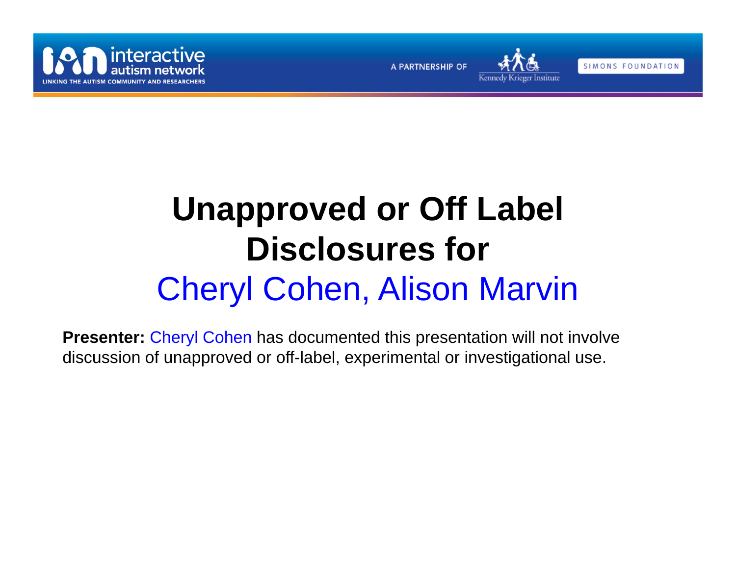# Unapproved or Off Label Disclosures for Cheryl Cohen, Alison Marvin

**Presenter:** Cheryl Cohen has documented this presentation will not involve discussion of unapproved or off-label, experimental or investigational use.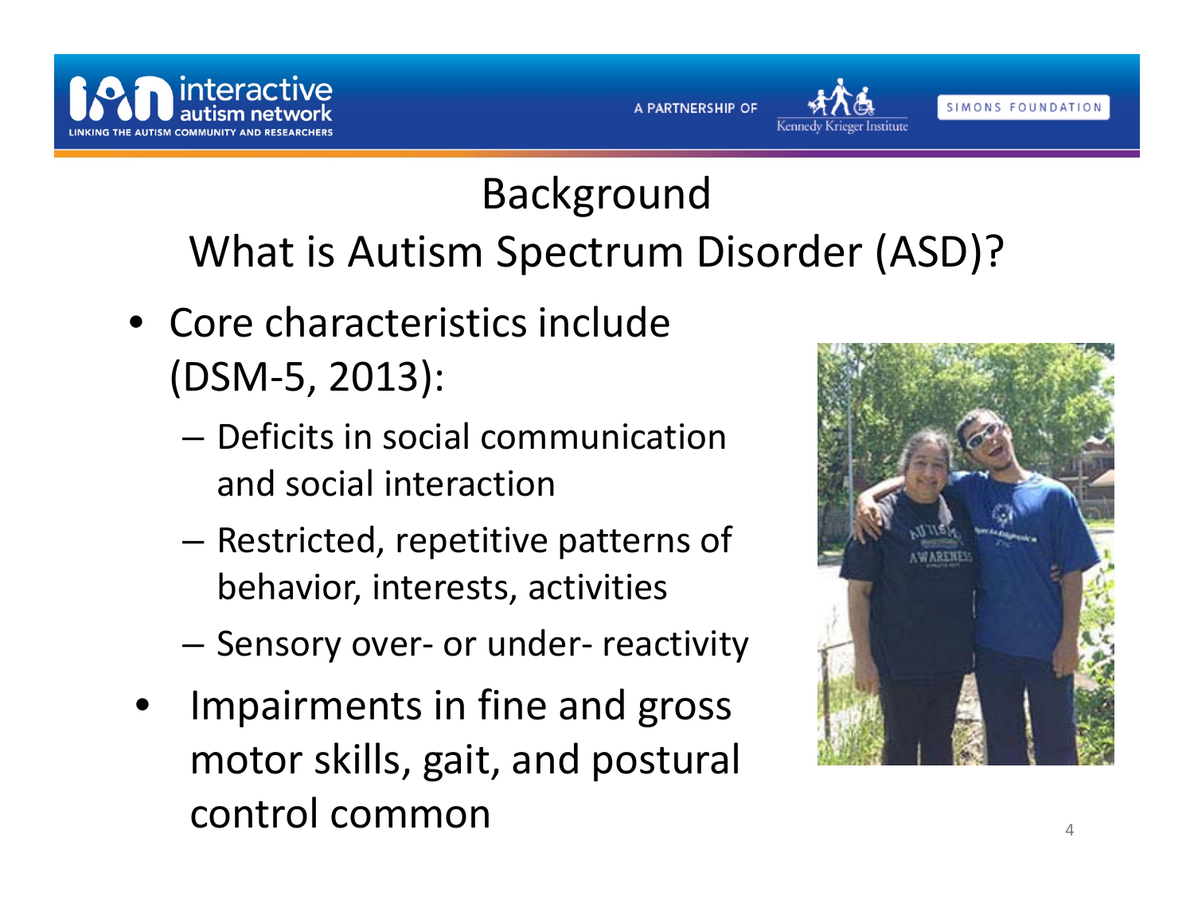# Background

## What is Autism Spectrum Disorder (ASD)?

- Core characteristics include (DSM-5, 2013):
  - Deficits in social communication and social interaction
  - Restricted, repetitive patterns of behavior, interests, activities
  - Sensory over- or under- reactivity
- Impairments in fine and gross motor skills, gait, and postural control common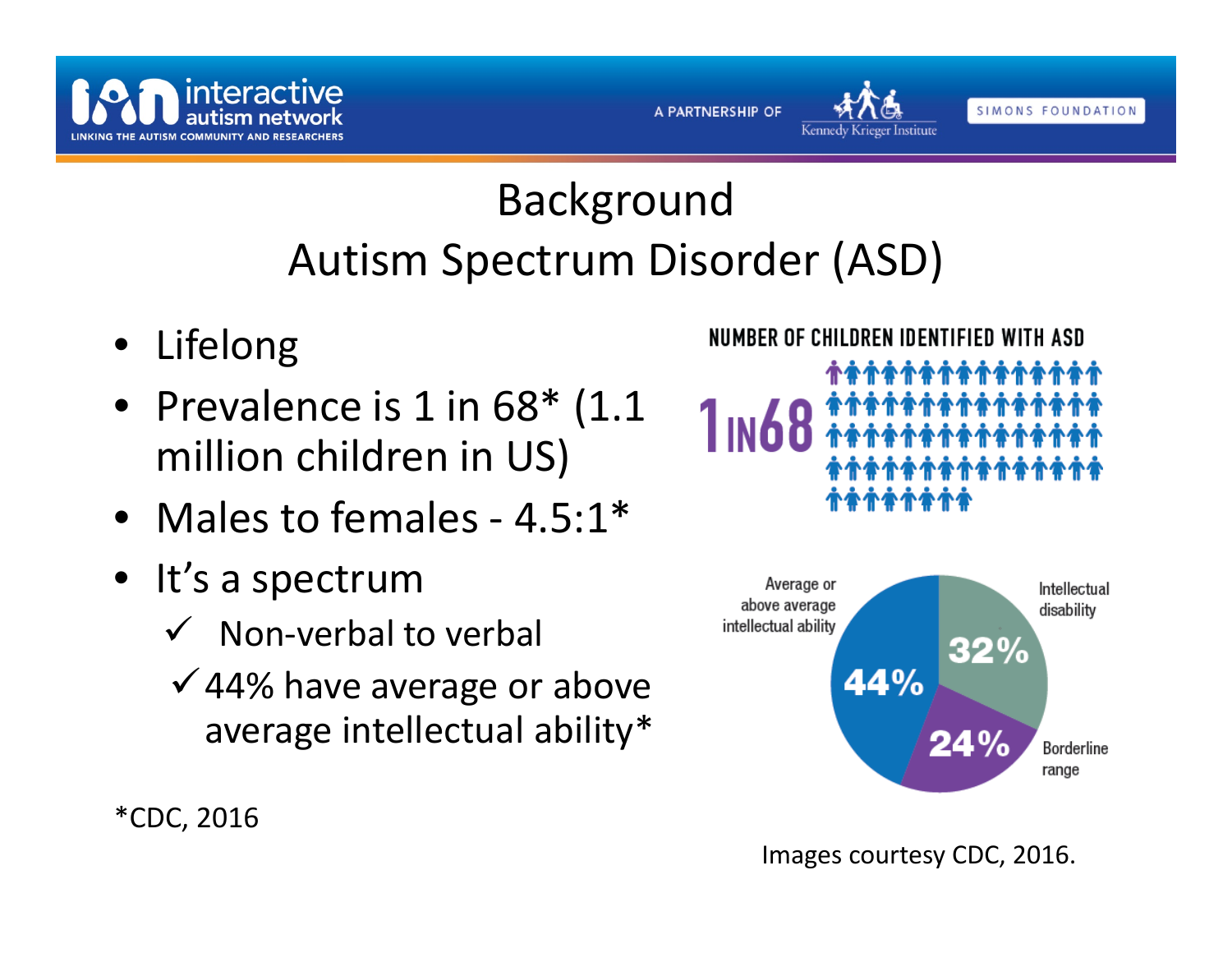# Background
## Autism Spectrum Disorder (ASD)

- Lifelong
- Prevalence is 1 in 68* (1.1 million children in US)
- Males to females - 4.5:1*
- It's a spectrum
  - ✓ Non-verbal to verbal
  - ✓ 44% have average or above average intellectual ability*

*CDC, 2016

NUMBER OF CHILDREN IDENTIFIED WITH ASD

1 IN 68

Average or above average intellectual ability 44%

Intellectual disability 32%

Borderline range 24%

Images courtesy CDC, 2016.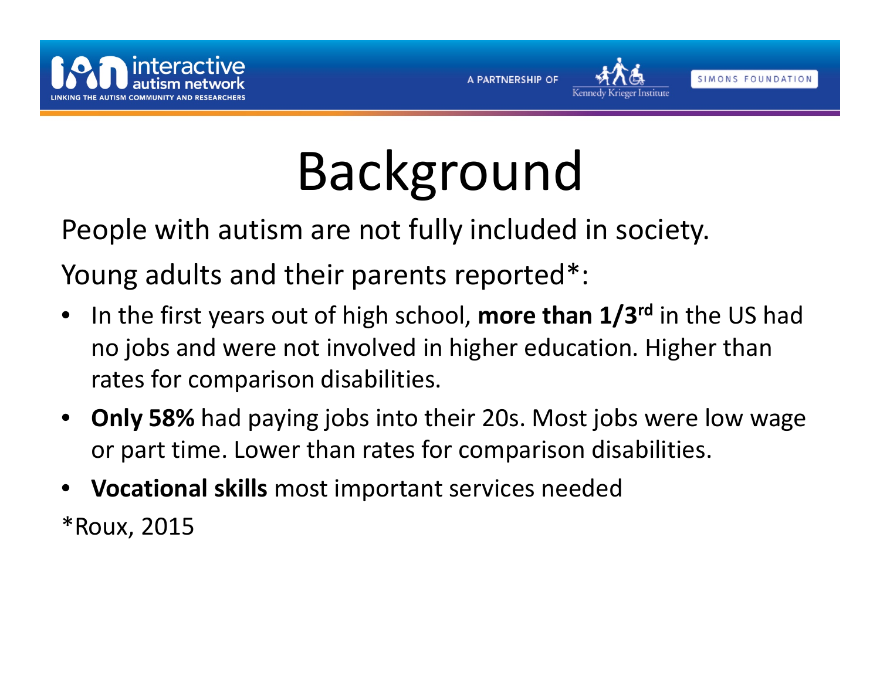# Background

People with autism are not fully included in society.

Young adults and their parents reported*:

- In the first years out of high school, **more than 1/3$^{rd}$** in the US had no jobs and were not involved in higher education. Higher than rates for comparison disabilities.
- **Only 58%** had paying jobs into their 20s. Most jobs were low wage or part time. Lower than rates for comparison disabilities.
- **Vocational skills** most important services needed

*Roux, 2015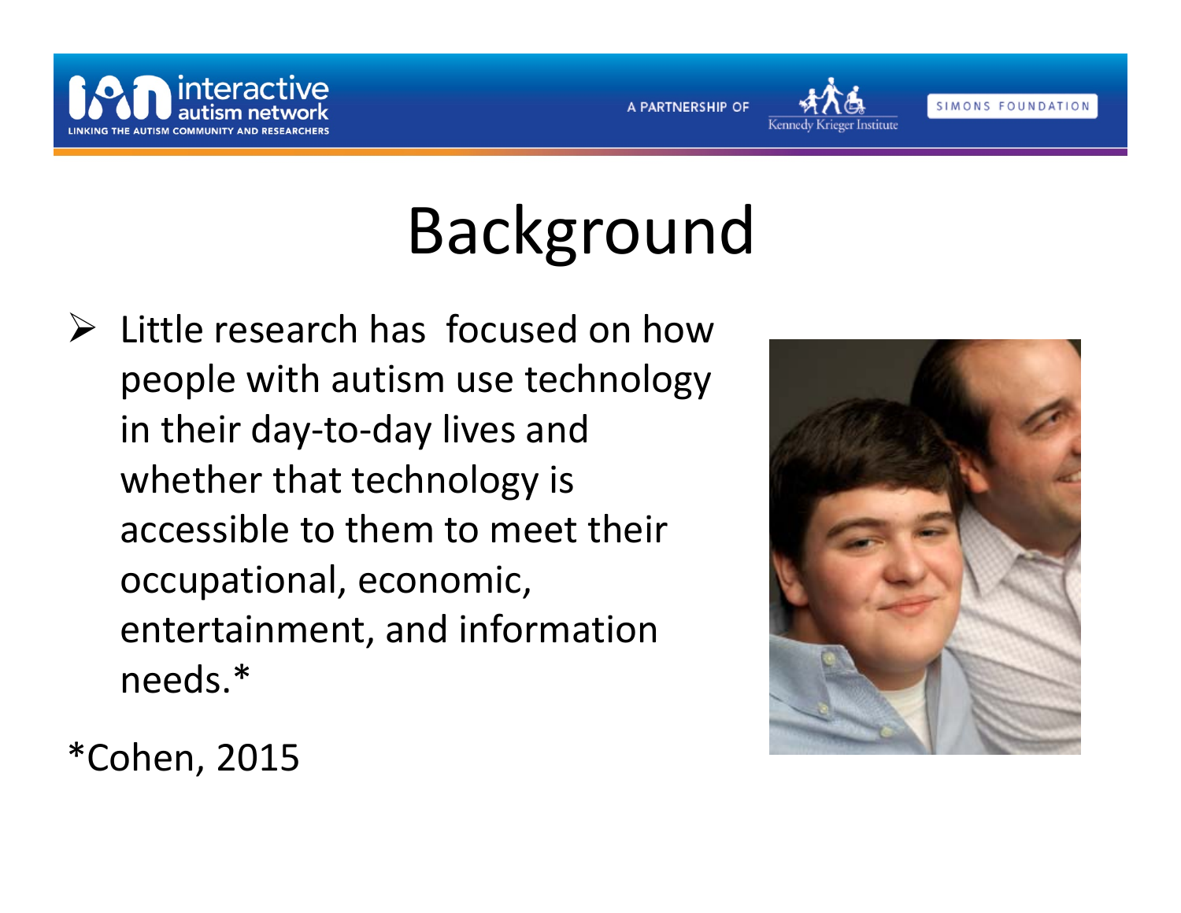# Background

- Little research has focused on how people with autism use technology in their day-to-day lives and whether that technology is accessible to them to meet their occupational, economic, entertainment, and information needs.*

*Cohen, 2015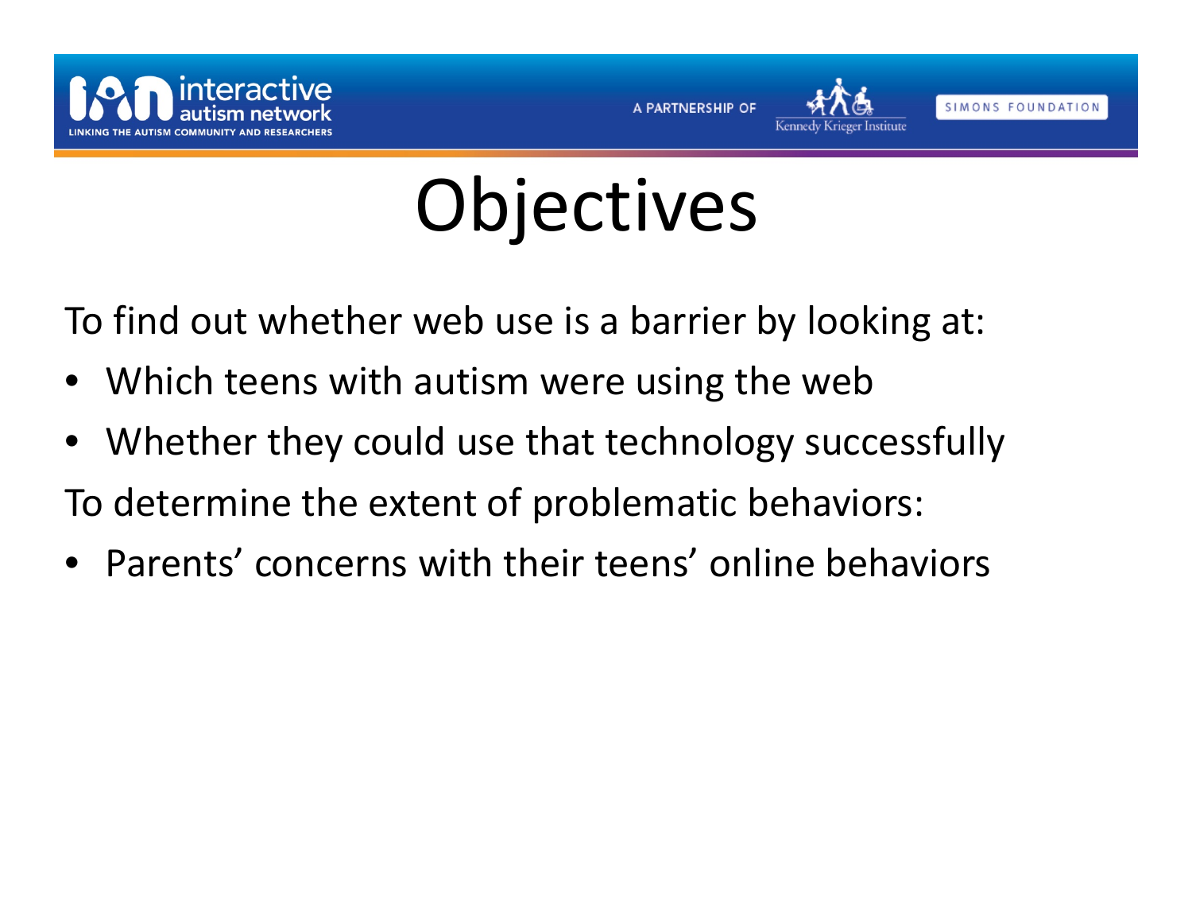# Objectives

To find out whether web use is a barrier by looking at:

- Which teens with autism were using the web
- Whether they could use that technology successfully

To determine the extent of problematic behaviors:

- Parents' concerns with their teens' online behaviors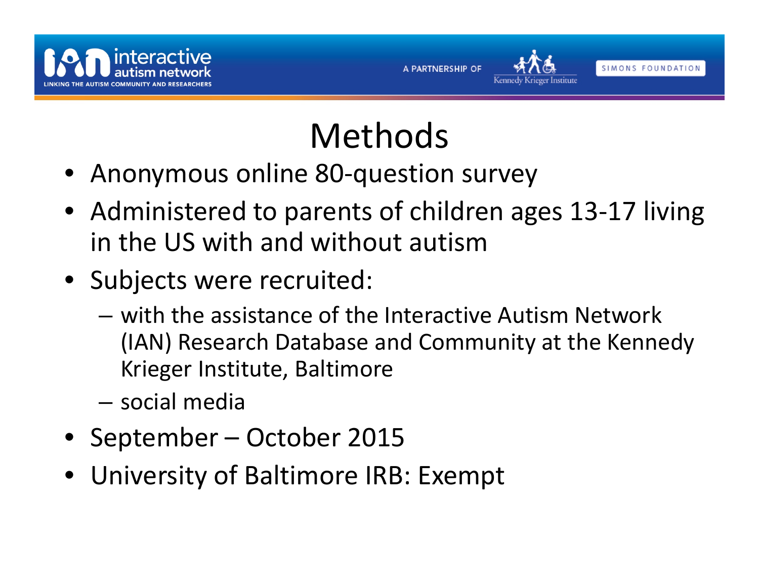# Methods

- Anonymous online 80-question survey
- Administered to parents of children ages 13-17 living in the US with and without autism
- Subjects were recruited:
  - with the assistance of the Interactive Autism Network (IAN) Research Database and Community at the Kennedy Krieger Institute, Baltimore
  - social media
- September – October 2015
- University of Baltimore IRB: Exempt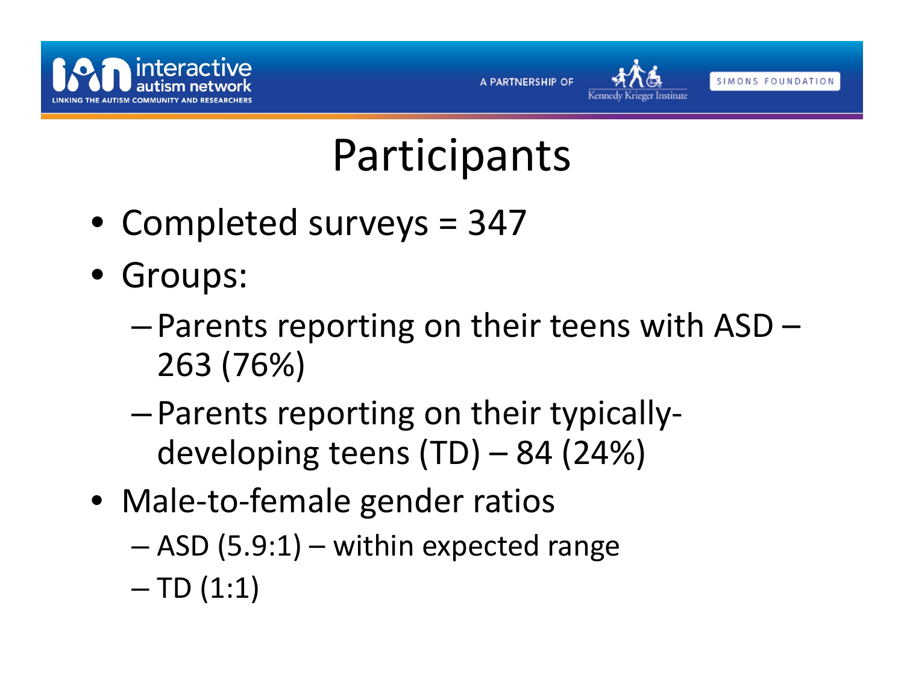# Participants

- Completed surveys = 347
- Groups:
  - Parents reporting on their teens with ASD – 263 (76%)
  - Parents reporting on their typically-developing teens (TD) – 84 (24%)
- Male-to-female gender ratios
  - ASD (5.9:1) – within expected range
  - TD (1:1)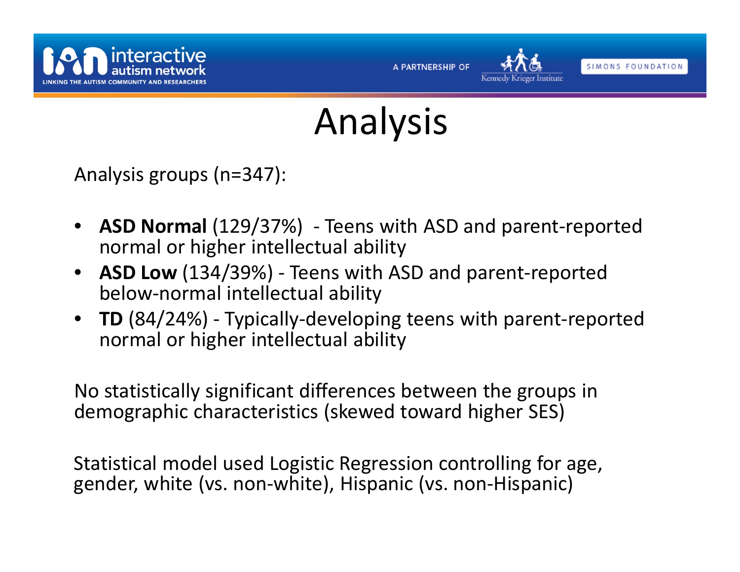# Analysis

Analysis groups (n=347):

- **ASD Normal** (129/37%) - Teens with ASD and parent-reported normal or higher intellectual ability
- **ASD Low** (134/39%) - Teens with ASD and parent-reported below-normal intellectual ability
- **TD** (84/24%) - Typically-developing teens with parent-reported normal or higher intellectual ability

No statistically significant differences between the groups in demographic characteristics (skewed toward higher SES)

Statistical model used Logistic Regression controlling for age, gender, white (vs. non-white), Hispanic (vs. non-Hispanic)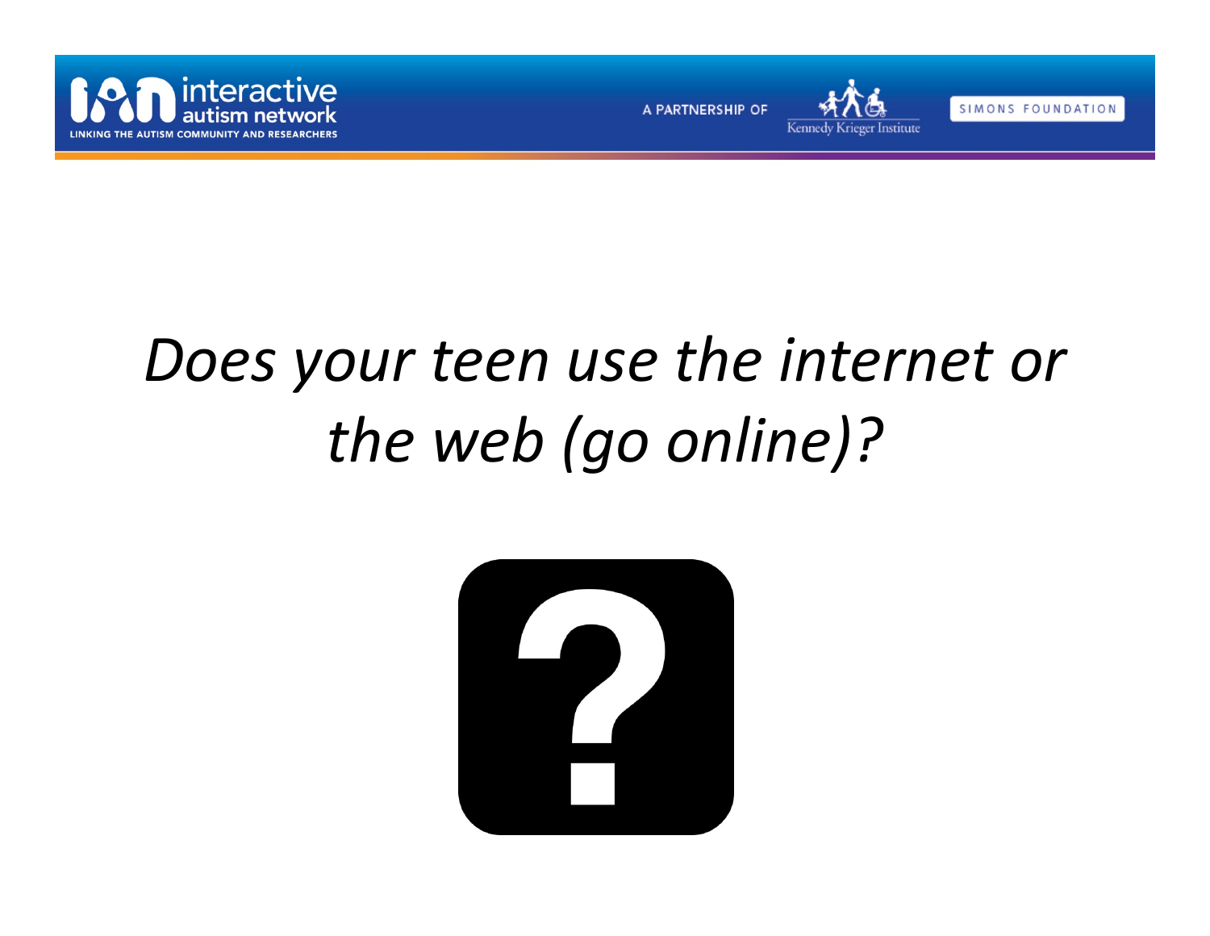*Does your teen use the internet or the web (go online)?*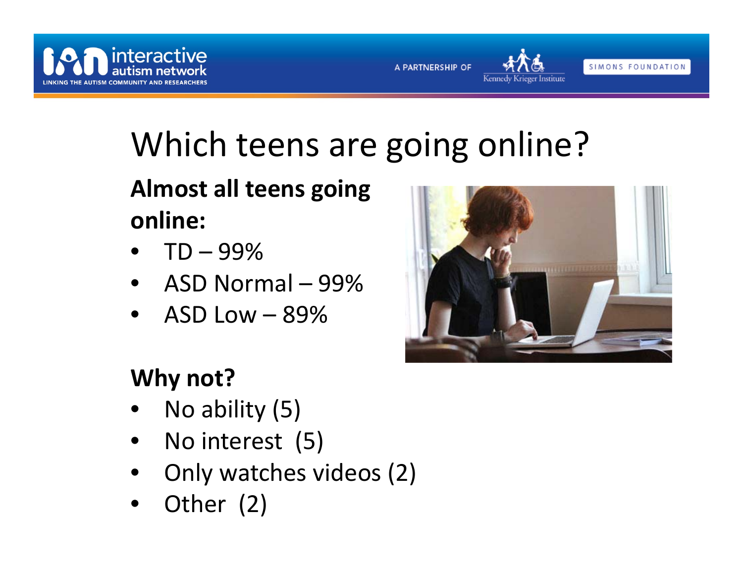# Which teens are going online?

**Almost all teens going online:**

- TD – 99%
- ASD Normal – 99%
- ASD Low – 89%

**Why not?**

- No ability (5)
- No interest (5)
- Only watches videos (2)
- Other (2)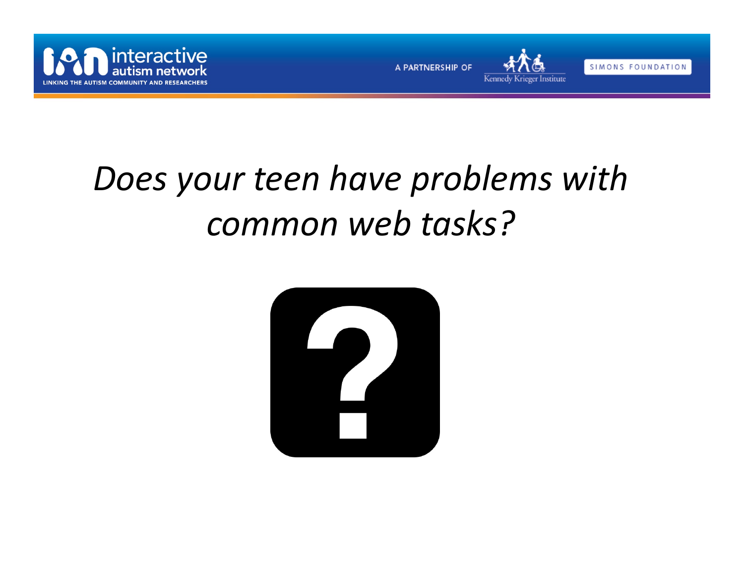*Does your teen have problems with common web tasks?*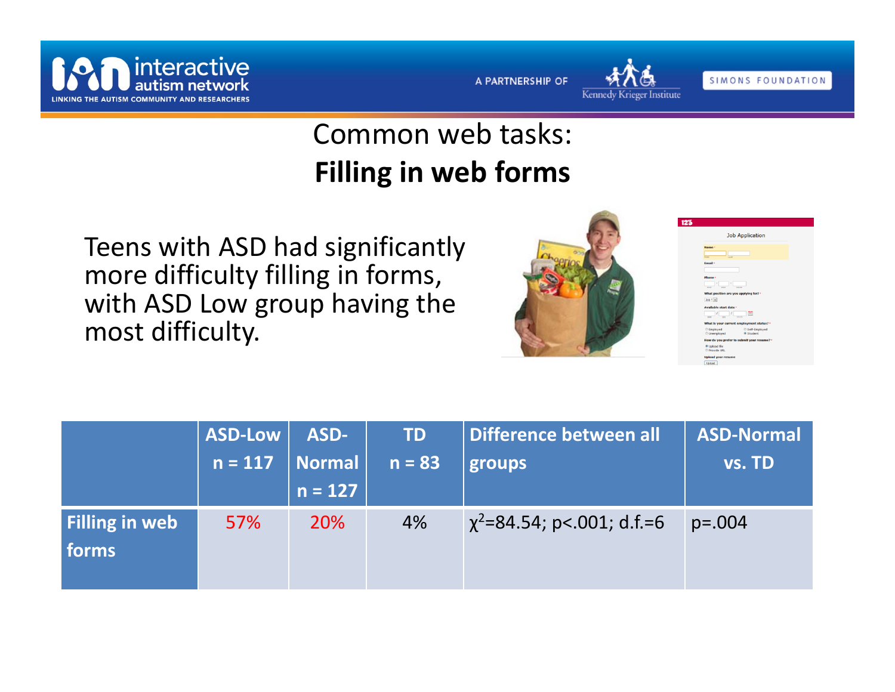# Common web tasks:
# **Filling in web forms**

Teens with ASD had significantly more difficulty filling in forms, with ASD Low group having the most difficulty.

| | ASD-Low n = 117 | ASD-Normal n = 127 | TD n = 83 | Difference between all groups | ASD-Normal vs. TD |
|---|---|---|---|---|---|
| **Filling in web forms** | 57% | 20% | 4% | $\chi^2$=84.54; p<.001; d.f.=6 | p=.004 |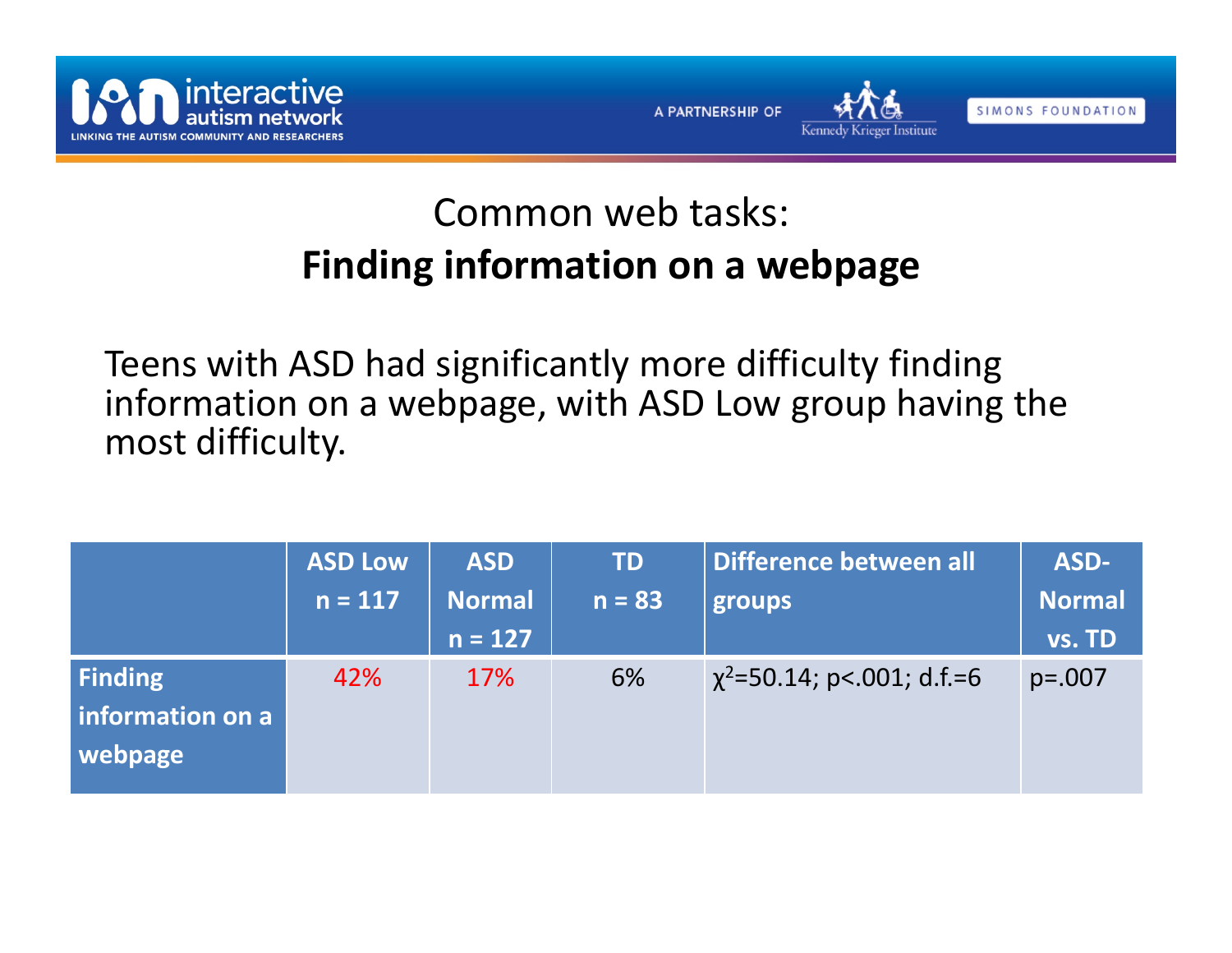# Common web tasks:
## **Finding information on a webpage**

Teens with ASD had significantly more difficulty finding information on a webpage, with ASD Low group having the most difficulty.

| | **ASD Low n = 117** | **ASD Normal n = 127** | **TD n = 83** | **Difference between all groups** | **ASD-Normal vs. TD** |
|---|---|---|---|---|---|
| **Finding information on a webpage** | 42% | 17% | 6% | $\chi^2$=50.14; p<.001; d.f.=6 | p=.007 |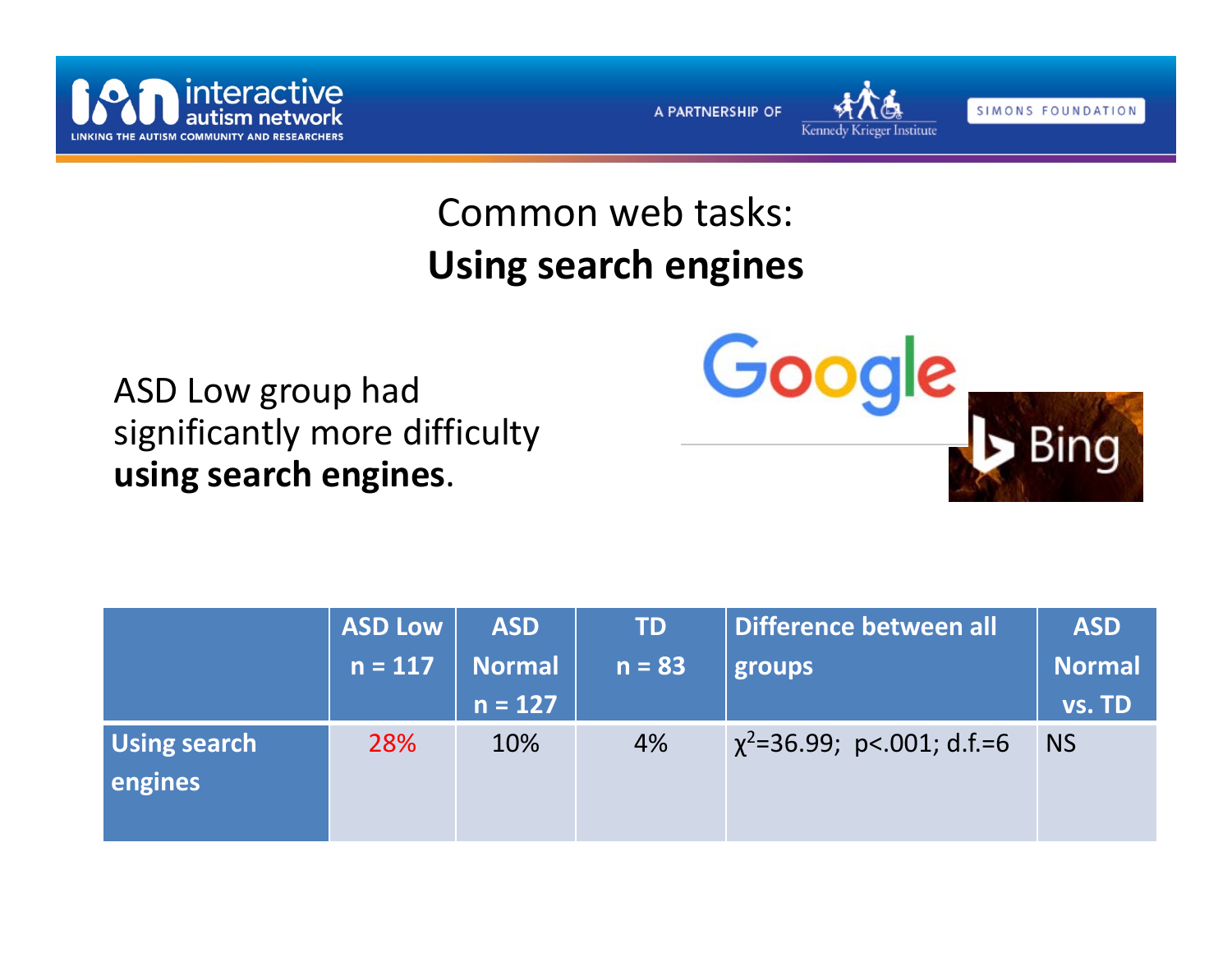# Common web tasks:
## Using search engines

ASD Low group had significantly more difficulty **using search engines**.

| | ASD Low n = 117 | ASD Normal n = 127 | TD n = 83 | Difference between all groups | ASD Normal vs. TD |
|---|---|---|---|---|---|
| Using search engines | 28% | 10% | 4% | $\chi^2$=36.99; p<.001; d.f.=6 | NS |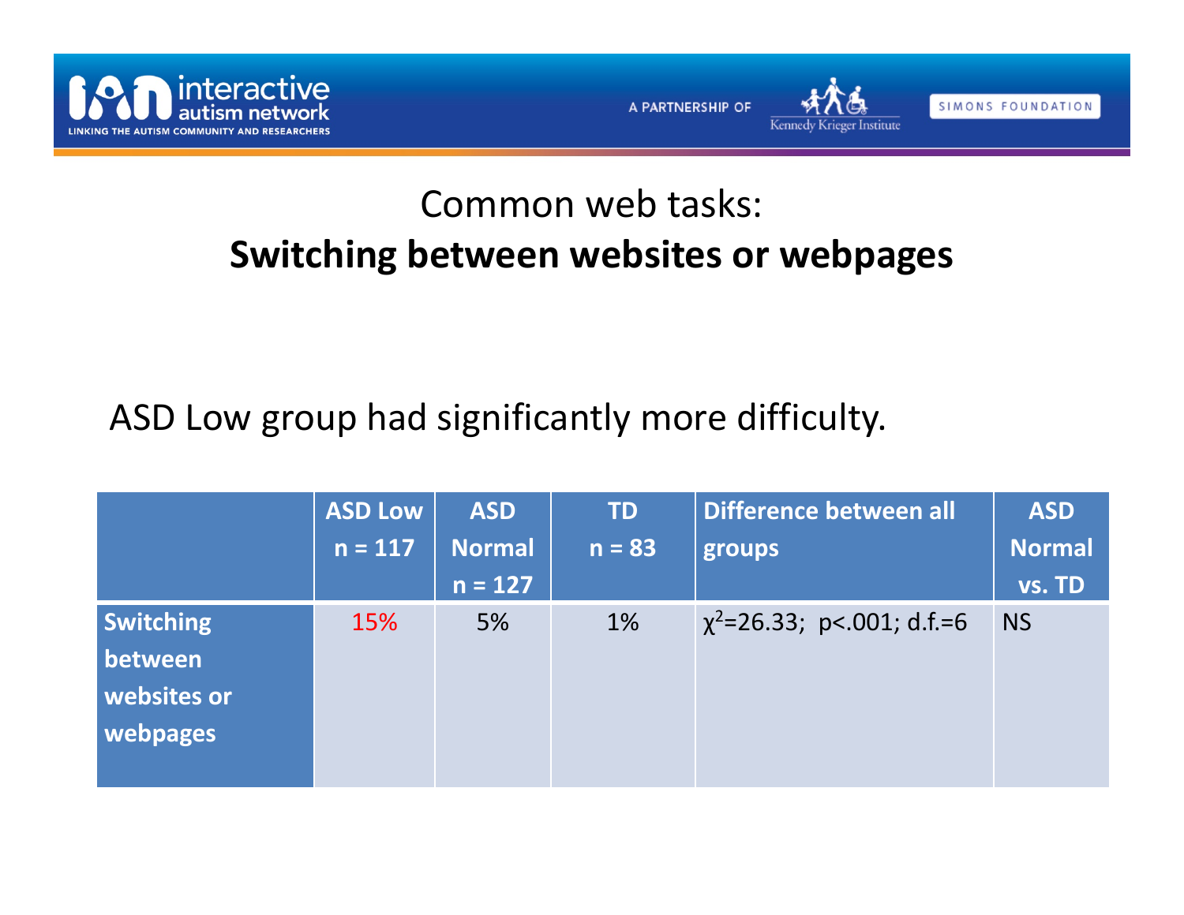# Common web tasks:

## Switching between websites or webpages

ASD Low group had significantly more difficulty.

| | ASD Low n = 117 | ASD Normal n = 127 | TD n = 83 | Difference between all groups | ASD Normal vs. TD |
|---|---|---|---|---|---|
| Switching between websites or webpages | 15% | 5% | 1% | $\chi^2$=26.33; $p$<.001; d.f.=6 | NS |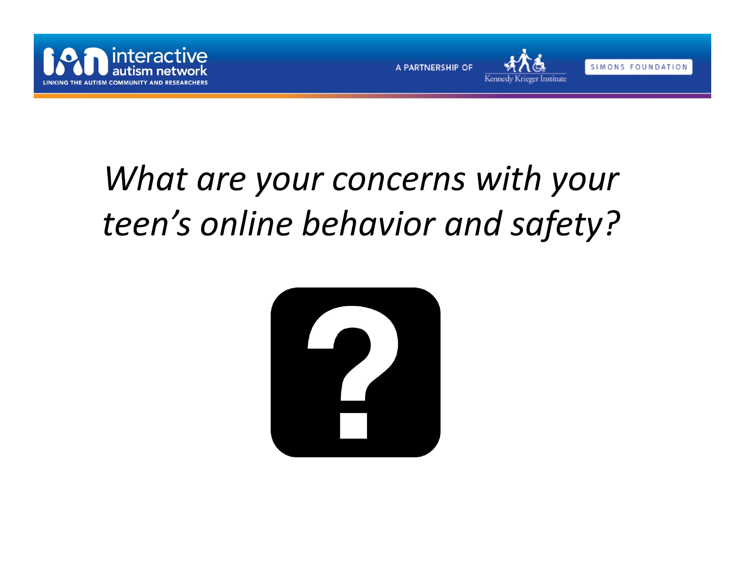*What are your concerns with your teen's online behavior and safety?*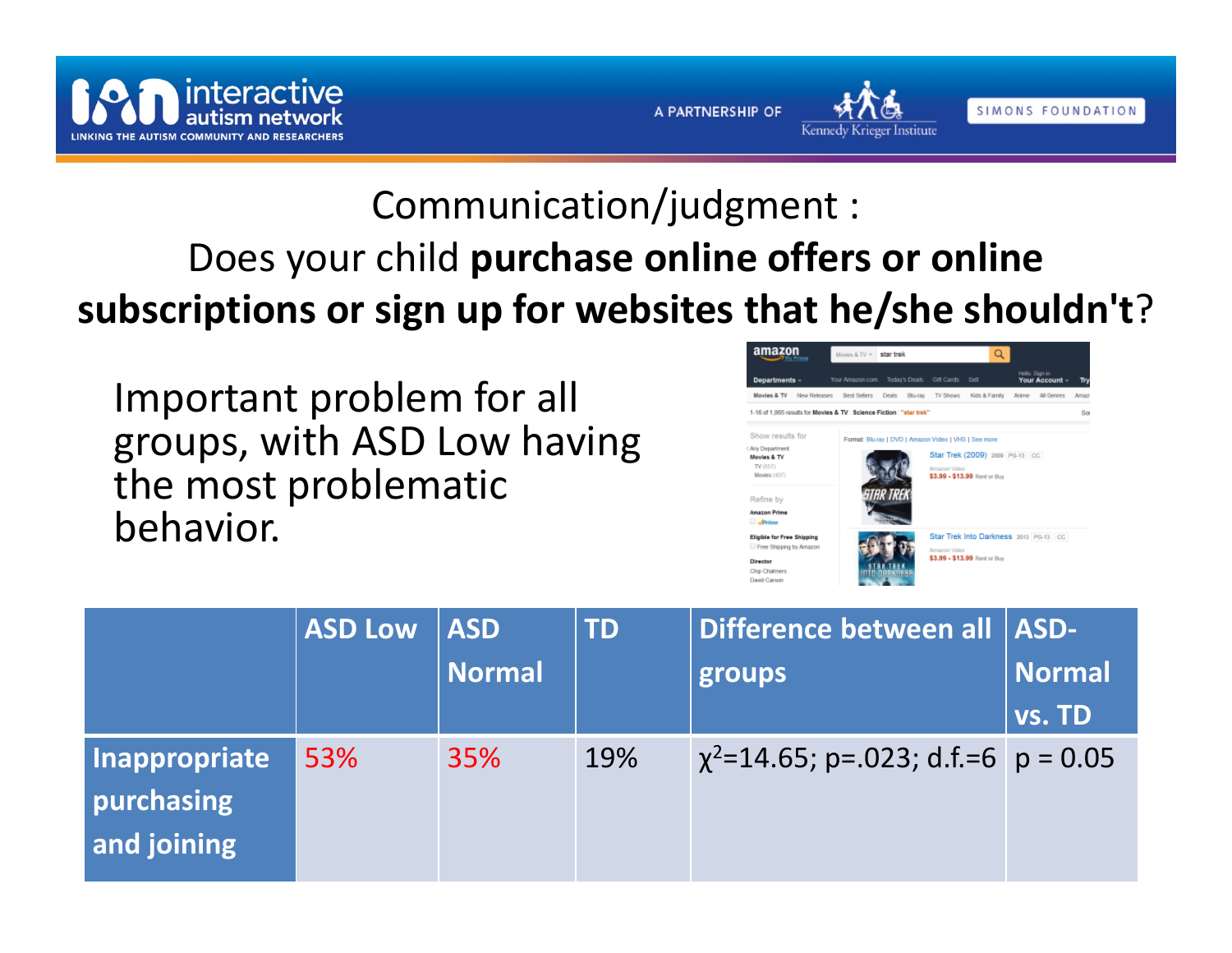# Communication/judgment :

## Does your child **purchase online offers or online subscriptions or sign up for websites that he/she shouldn't**?

Important problem for all groups, with ASD Low having the most problematic behavior.

| | ASD Low | ASD Normal | TD | Difference between all groups | ASD-Normal vs. TD |
|---|---|---|---|---|---|
| **Inappropriate purchasing and joining** | 53% | 35% | 19% | $\chi^2$=14.65; p=.023; d.f.=6 | p = 0.05 |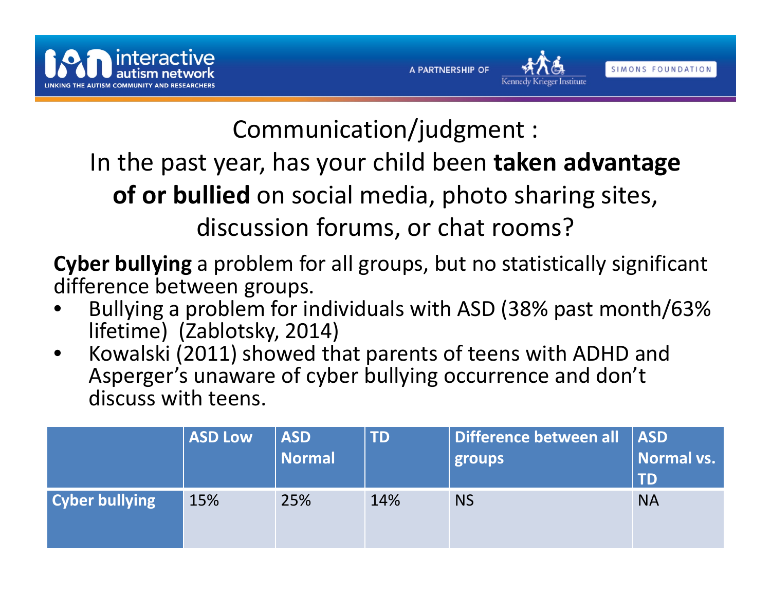## Communication/judgment :
## In the past year, has your child been **taken advantage of or bullied** on social media, photo sharing sites, discussion forums, or chat rooms?

**Cyber bullying** a problem for all groups, but no statistically significant difference between groups.

- Bullying a problem for individuals with ASD (38% past month/63% lifetime) (Zablotsky, 2014)
- Kowalski (2011) showed that parents of teens with ADHD and Asperger's unaware of cyber bullying occurrence and don't discuss with teens.

| | ASD Low | ASD Normal | TD | Difference between all groups | ASD Normal vs. TD |
|---|---|---|---|---|---|
| **Cyber bullying** | 15% | 25% | 14% | NS | NA |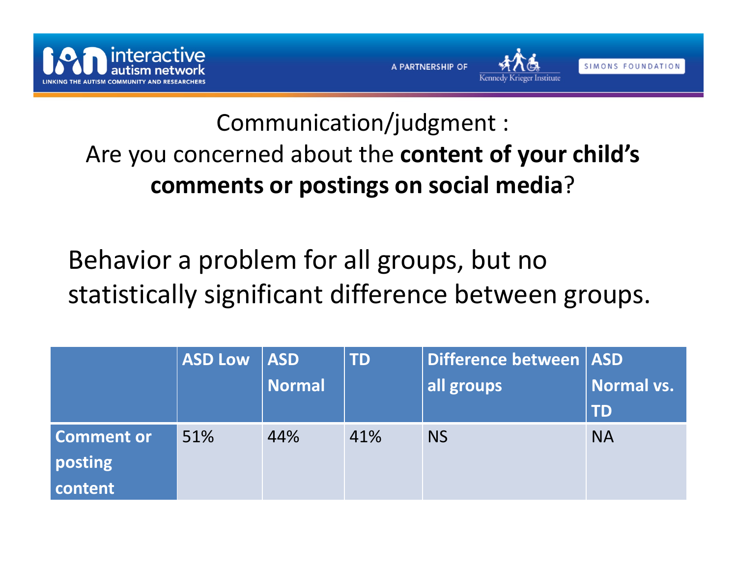## Communication/judgment :
## Are you concerned about the **content of your child's comments or postings on social media**?

Behavior a problem for all groups, but no statistically significant difference between groups.

| | ASD Low | ASD Normal | TD | Difference between all groups | ASD Normal vs. TD |
|---|---|---|---|---|---|
| **Comment or posting content** | 51% | 44% | 41% | NS | NA |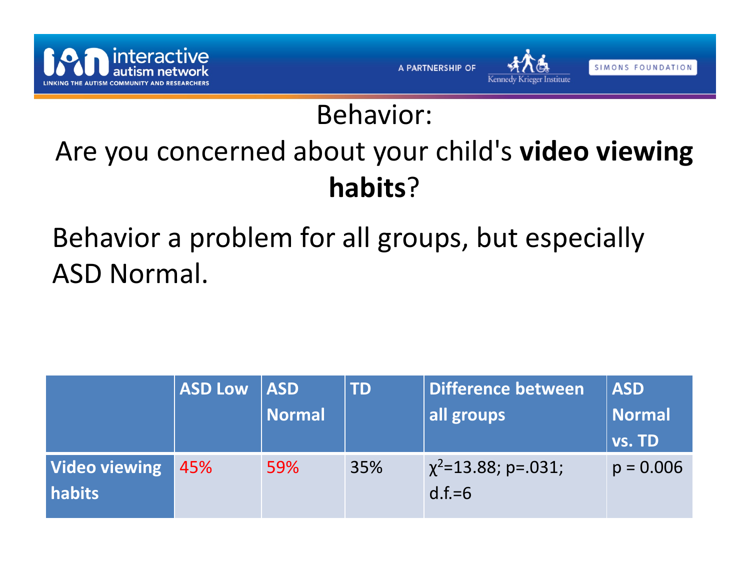# Behavior:
## Are you concerned about your child's **video viewing habits**?

Behavior a problem for all groups, but especially ASD Normal.

| | ASD Low | ASD Normal | TD | Difference between all groups | ASD Normal vs. TD |
|---|---|---|---|---|---|
| **Video viewing habits** | 45% | 59% | 35% | $\chi^2$=13.88; p=.031; d.f.=6 | p = 0.006 |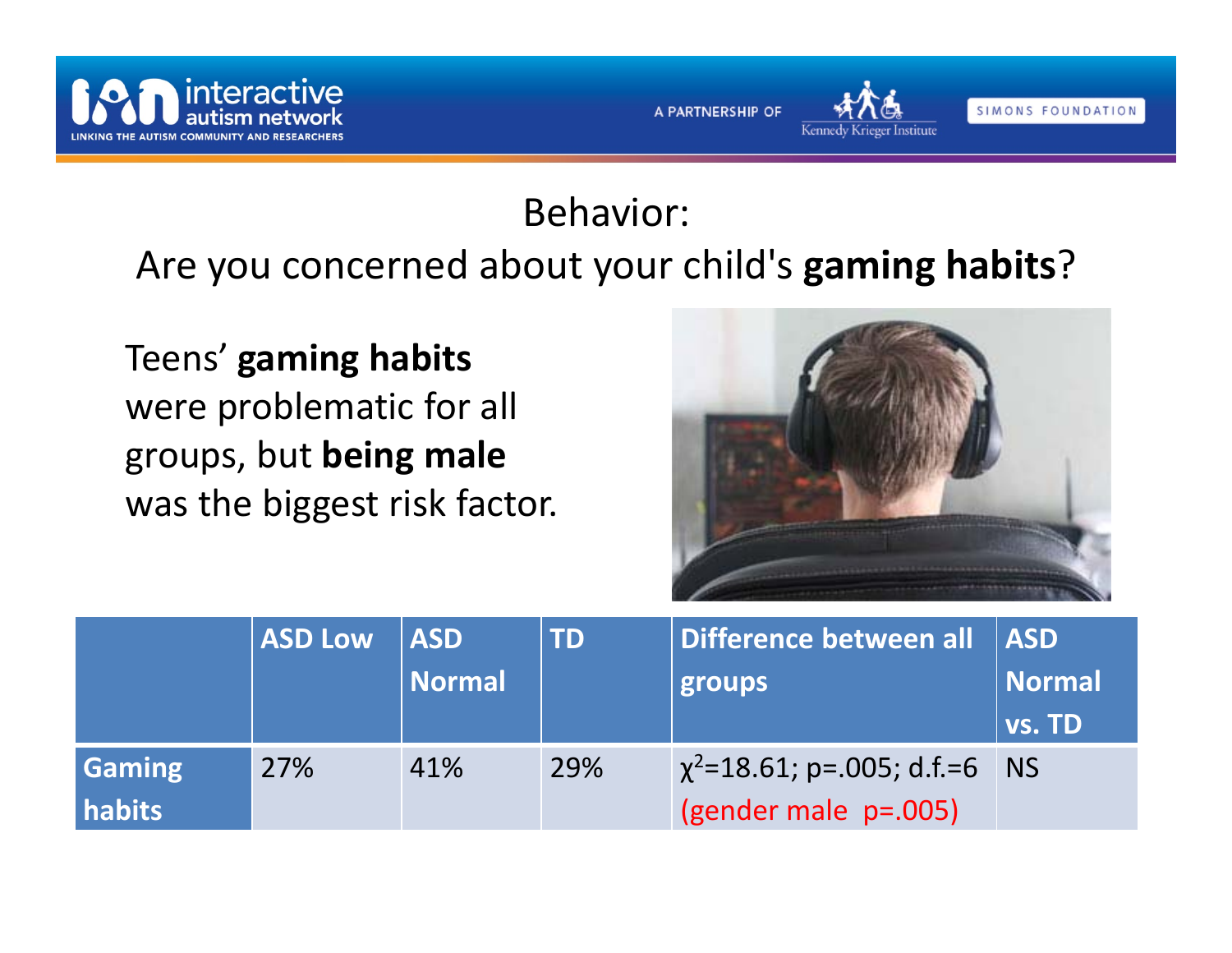## Behavior:

## Are you concerned about your child's **gaming habits**?

Teens' **gaming habits** were problematic for all groups, but **being male** was the biggest risk factor.

| | ASD Low | ASD Normal | TD | Difference between all groups | ASD Normal vs. TD |
|---|---|---|---|---|---|
| **Gaming habits** | 27% | 41% | 29% | $\chi^2$=18.61; p=.005; d.f.=6 (gender male p=.005) | NS |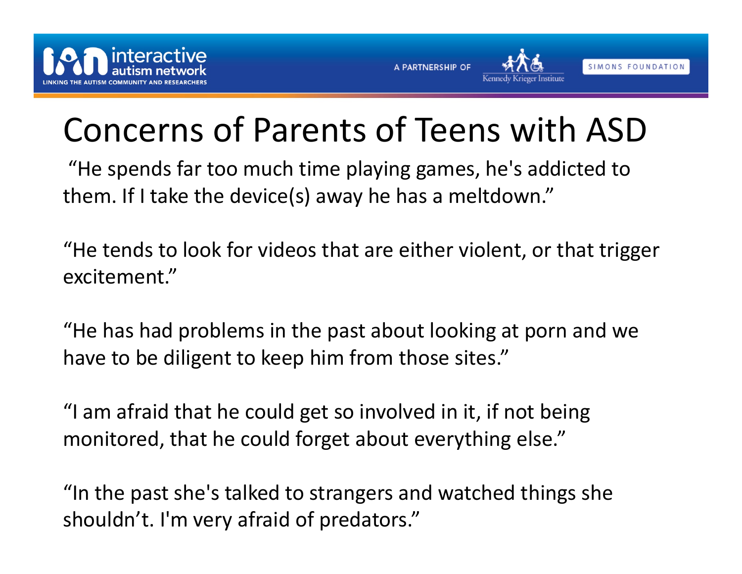# Concerns of Parents of Teens with ASD

"He spends far too much time playing games, he's addicted to them. If I take the device(s) away he has a meltdown."

"He tends to look for videos that are either violent, or that trigger excitement."

"He has had problems in the past about looking at porn and we have to be diligent to keep him from those sites."

"I am afraid that he could get so involved in it, if not being monitored, that he could forget about everything else."

"In the past she's talked to strangers and watched things she shouldn't. I'm very afraid of predators."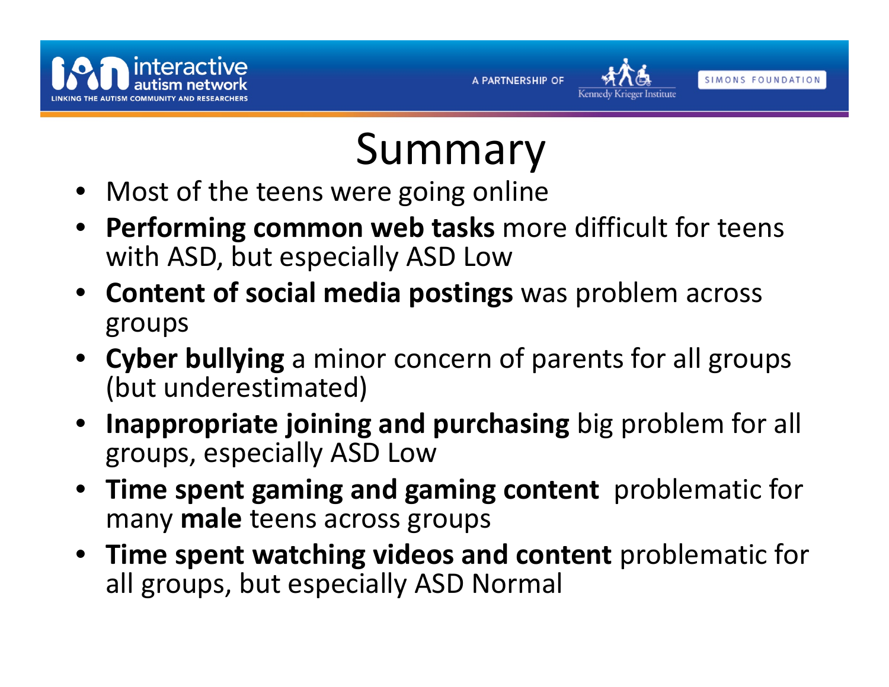# Summary

- Most of the teens were going online
- **Performing common web tasks** more difficult for teens with ASD, but especially ASD Low
- **Content of social media postings** was problem across groups
- **Cyber bullying** a minor concern of parents for all groups (but underestimated)
- **Inappropriate joining and purchasing** big problem for all groups, especially ASD Low
- **Time spent gaming and gaming content** problematic for many **male** teens across groups
- **Time spent watching videos and content** problematic for all groups, but especially ASD Normal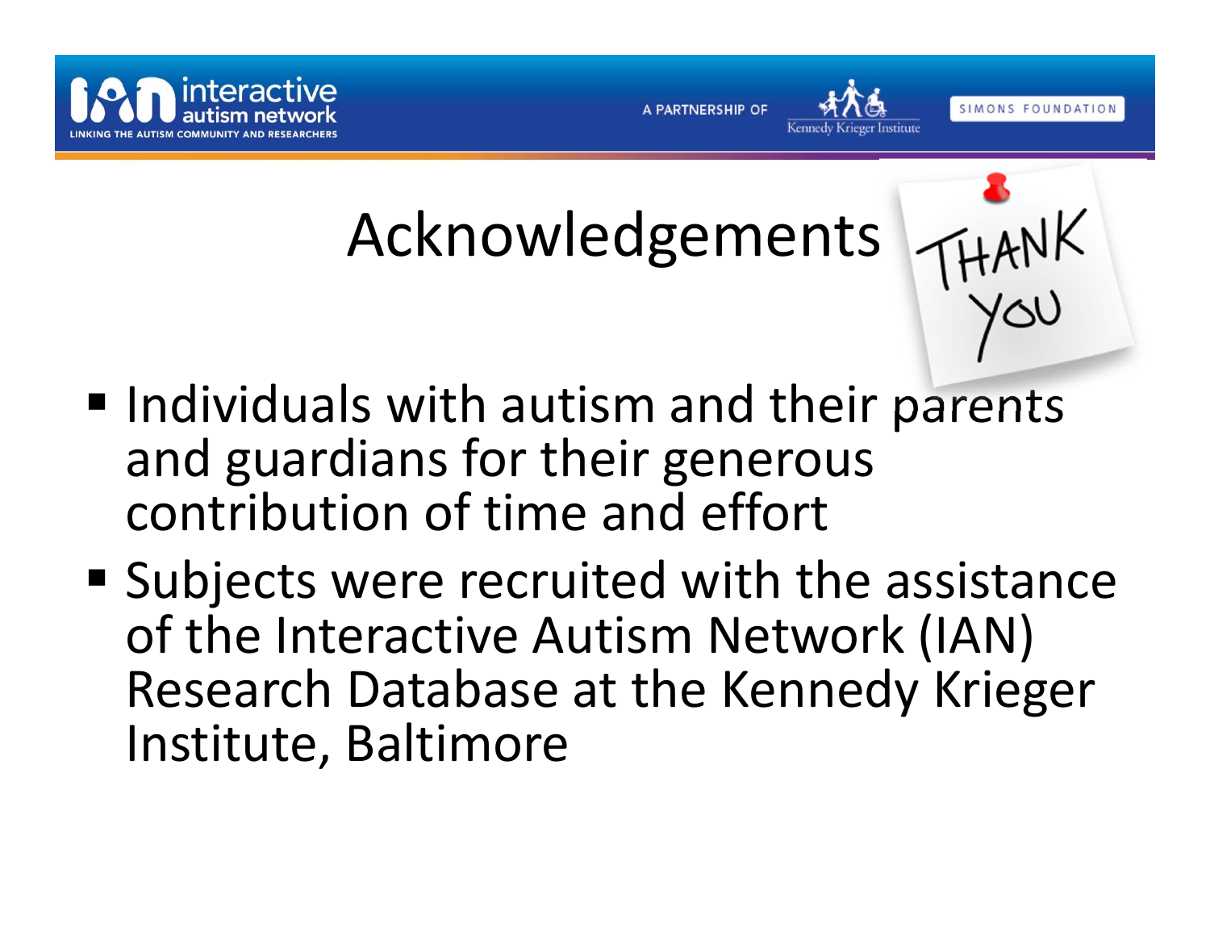# Acknowledgements

- Individuals with autism and their parents and guardians for their generous contribution of time and effort
- Subjects were recruited with the assistance of the Interactive Autism Network (IAN) Research Database at the Kennedy Krieger Institute, Baltimore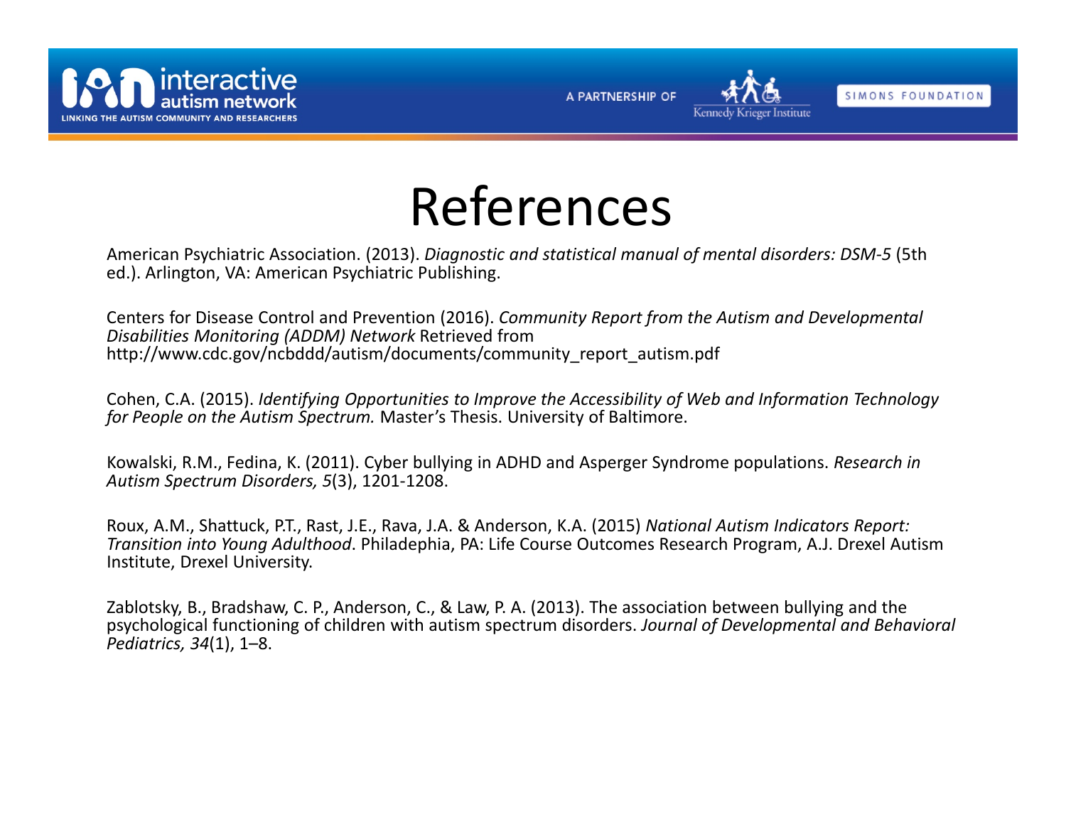# References

American Psychiatric Association. (2013). *Diagnostic and statistical manual of mental disorders: DSM-5* (5th ed.). Arlington, VA: American Psychiatric Publishing.

Centers for Disease Control and Prevention (2016). *Community Report from the Autism and Developmental Disabilities Monitoring (ADDM) Network* Retrieved from http://www.cdc.gov/ncbddd/autism/documents/community_report_autism.pdf

Cohen, C.A. (2015). *Identifying Opportunities to Improve the Accessibility of Web and Information Technology for People on the Autism Spectrum.* Master's Thesis. University of Baltimore.

Kowalski, R.M., Fedina, K. (2011). Cyber bullying in ADHD and Asperger Syndrome populations. *Research in Autism Spectrum Disorders, 5*(3), 1201-1208.

Roux, A.M., Shattuck, P.T., Rast, J.E., Rava, J.A. & Anderson, K.A. (2015) *National Autism Indicators Report: Transition into Young Adulthood*. Philadephia, PA: Life Course Outcomes Research Program, A.J. Drexel Autism Institute, Drexel University.

Zablotsky, B., Bradshaw, C. P., Anderson, C., & Law, P. A. (2013). The association between bullying and the psychological functioning of children with autism spectrum disorders. *Journal of Developmental and Behavioral Pediatrics, 34*(1), 1–8.